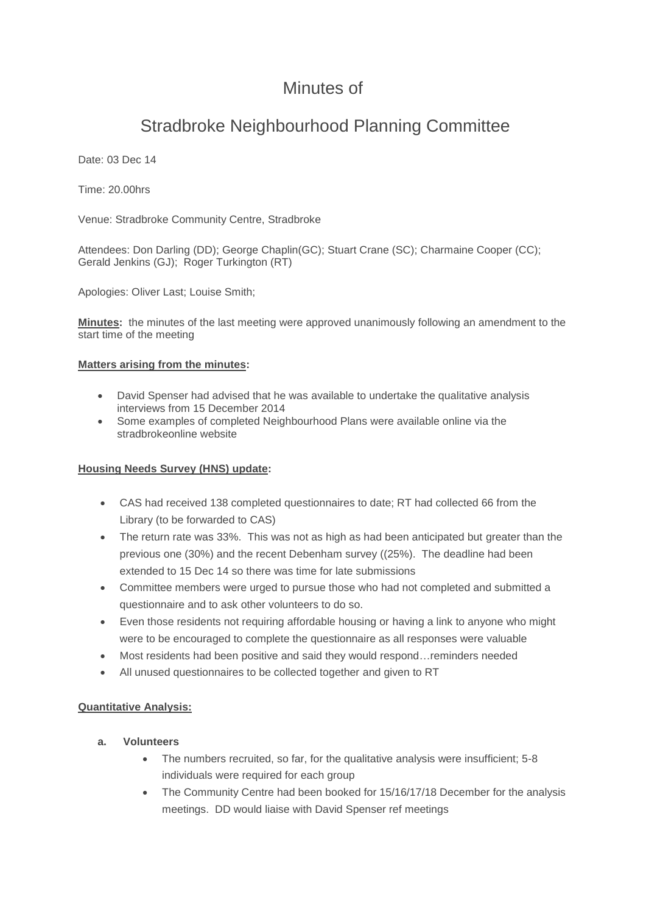# Minutes of

# Stradbroke Neighbourhood Planning Committee

Date: 03 Dec 14

Time: 20.00hrs

Venue: Stradbroke Community Centre, Stradbroke

Attendees: Don Darling (DD); George Chaplin(GC); Stuart Crane (SC); Charmaine Cooper (CC); Gerald Jenkins (GJ); Roger Turkington (RT)

Apologies: Oliver Last; Louise Smith;

**Minutes:** the minutes of the last meeting were approved unanimously following an amendment to the start time of the meeting

**Matters arising from the minutes:**

- David Spenser had advised that he was available to undertake the qualitative analysis interviews from 15 December 2014
- Some examples of completed Neighbourhood Plans were available online via the stradbrokeonline website

**Housing Needs Survey (HNS) update:**

- CAS had received 138 completed questionnaires to date; RT had collected 66 from the Library (to be forwarded to CAS)
- The return rate was 33%. This was not as high as had been anticipated but greater than the previous one (30%) and the recent Debenham survey ((25%). The deadline had been extended to 15 Dec 14 so there was time for late submissions
- Committee members were urged to pursue those who had not completed and submitted a questionnaire and to ask other volunteers to do so.
- Even those residents not requiring affordable housing or having a link to anyone who might were to be encouraged to complete the questionnaire as all responses were valuable
- Most residents had been positive and said they would respond…reminders needed
- All unused questionnaires to be collected together and given to RT

**Quantitative Analysis:**

**a. Volunteers**

- The numbers recruited, so far, for the qualitative analysis were insufficient; 5-8 individuals were required for each group
- The Community Centre had been booked for 15/16/17/18 December for the analysis meetings. DD would liaise with David Spenser ref meetings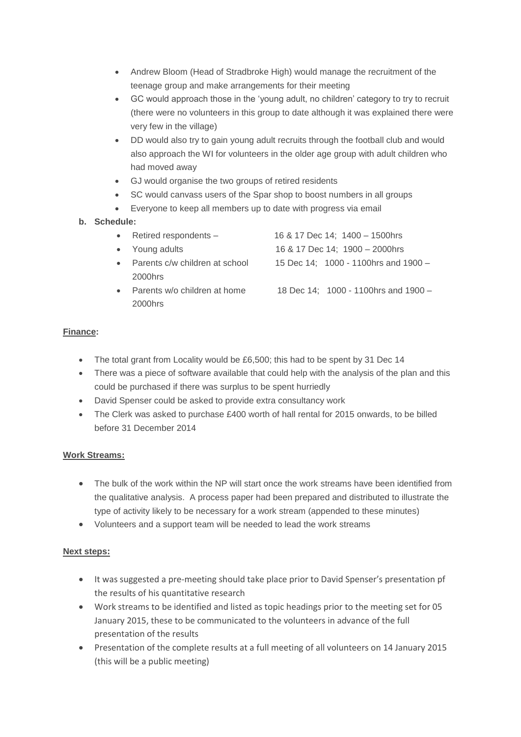- Andrew Bloom (Head of Stradbroke High) would manage the recruitment of the teenage group and make arrangements for their meeting
- GC would approach those in the 'young adult, no children' category to try to recruit (there were no volunteers in this group to date although it was explained there were very few in the village)
- DD would also try to gain young adult recruits through the football club and would also approach the WI for volunteers in the older age group with adult children who had moved away
- GJ would organise the two groups of retired residents
- SC would canvass users of the Spar shop to boost numbers in all groups
- Everyone to keep all members up to date with progress via email

**b. Schedule:**

- Retired respondents – 16 & 17 Dec 14; 1400 – 1500hrs
- Young adults 16 & 17 Dec 14; 1900 – 2000hrs
- Parents c/w children at school 15 Dec 14; 1000 - 1100hrs and 1900 – 2000hrs
- Parents w/o children at home 18 Dec 14; 1000 - 1100hrs and 1900 – 2000hrs

**Finance:**

- The total grant from Locality would be £6,500; this had to be spent by 31 Dec 14
- There was a piece of software available that could help with the analysis of the plan and this could be purchased if there was surplus to be spent hurriedly
- David Spenser could be asked to provide extra consultancy work
- The Clerk was asked to purchase £400 worth of hall rental for 2015 onwards, to be billed before 31 December 2014

**Work Streams:**

- The bulk of the work within the NP will start once the work streams have been identified from the qualitative analysis. A process paper had been prepared and distributed to illustrate the type of activity likely to be necessary for a work stream (appended to these minutes)
- Volunteers and a support team will be needed to lead the work streams

**Next steps:**

- It was suggested a pre-meeting should take place prior to David Spenser's presentation pf the results of his quantitative research
- Work streams to be identified and listed as topic headings prior to the meeting set for 05 January 2015, these to be communicated to the volunteers in advance of the full presentation of the results
- Presentation of the complete results at a full meeting of all volunteers on 14 January 2015 (this will be a public meeting)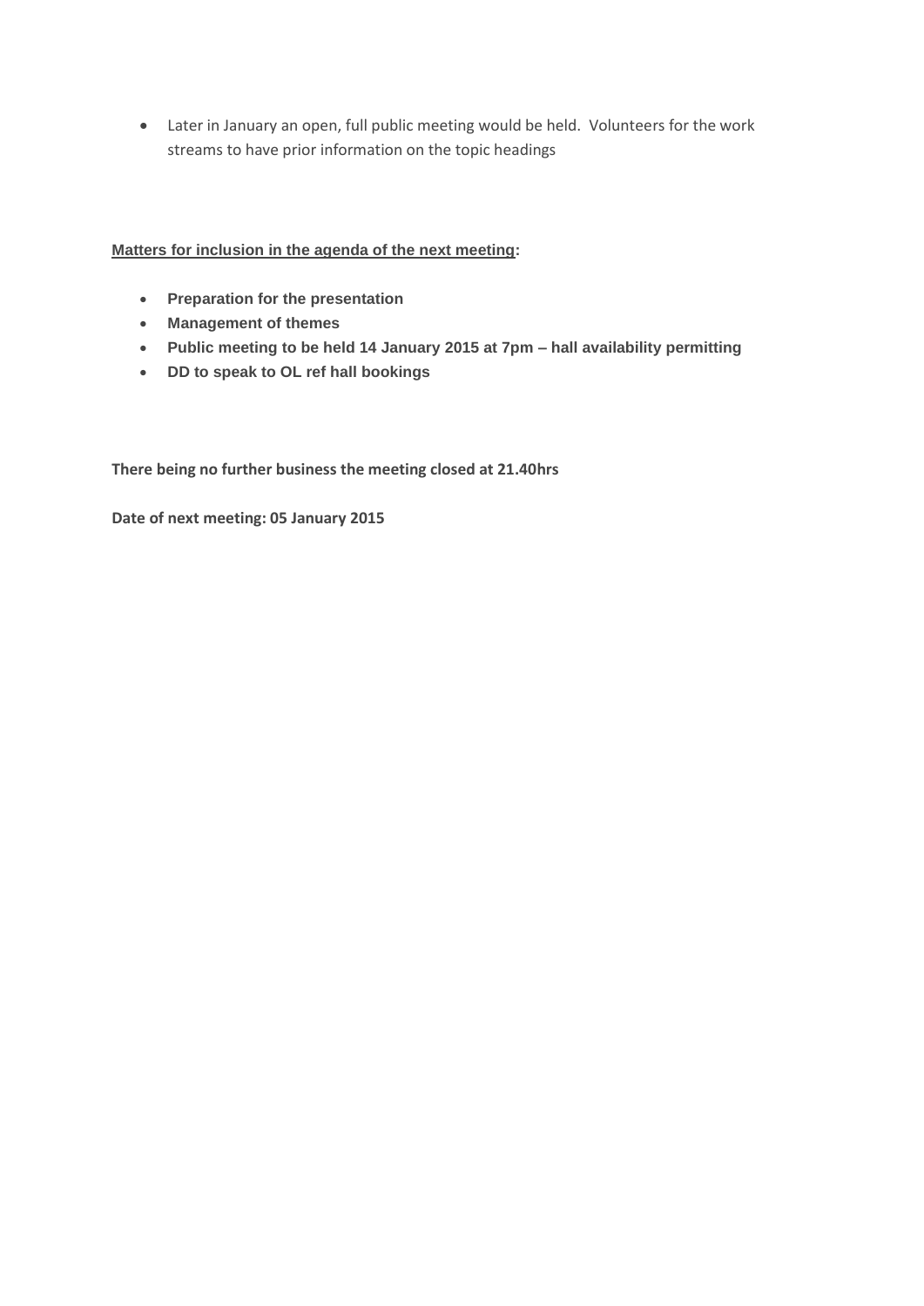- Later in January an open, full public meeting would be held. Volunteers for the work streams to have prior information on the topic headings

**Matters for inclusion in the agenda of the next meeting:**

- **Preparation for the presentation**
- **Management of themes**
- **Public meeting to be held 14 January 2015 at 7pm – hall availability permitting**
- **DD to speak to OL ref hall bookings**

**There being no further business the meeting closed at 21.40hrs**

**Date of next meeting: 05 January 2015**